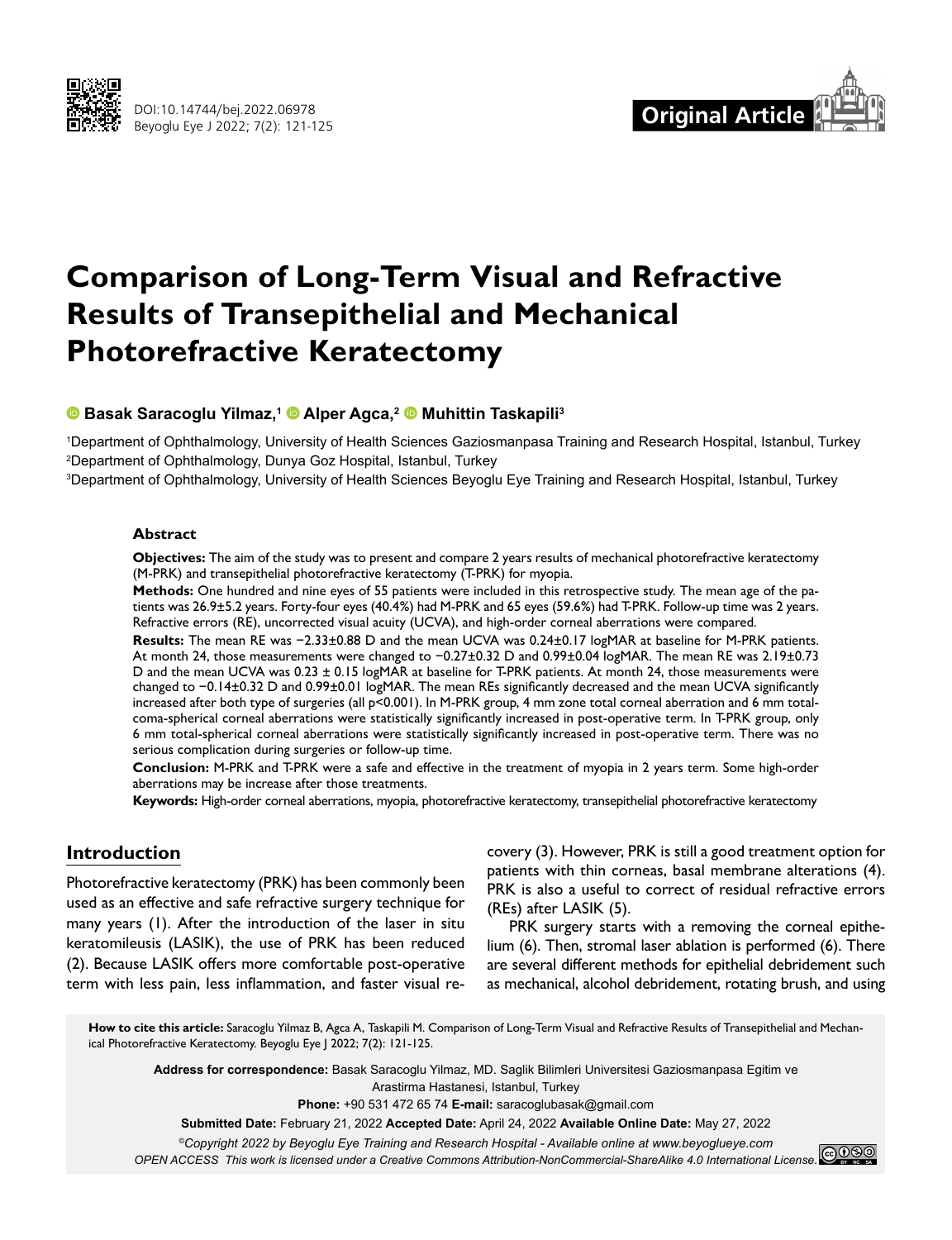DOI:10.14744/bej.2022.06978

Original Article

# Comparison of Long-Term Visual and Refractive Results of Transepithelial and Mechanical Photorefractive Keratectomy

**Basak Saracoglu Yilmaz,[1] Alper Agca,[2] Muhittin Taskapili[3]**

[1]Department of Ophthalmology, University of Health Sciences Gaziosmanpasa Training and Research Hospital, Istanbul, Turkey
[2]Department of Ophthalmology, Dunya Goz Hospital, Istanbul, Turkey
[3]Department of Ophthalmology, University of Health Sciences Beyoglu Eye Training and Research Hospital, Istanbul, Turkey

### Abstract

**Objectives:** The aim of the study was to present and compare 2 years results of mechanical photorefractive keratectomy (M-PRK) and transepithelial photorefractive keratectomy (T-PRK) for myopia.

**Methods:** One hundred and nine eyes of 55 patients were included in this retrospective study. The mean age of the patients was 26.9±5.2 years. Forty-four eyes (40.4%) had M-PRK and 65 eyes (59.6%) had T-PRK. Follow-up time was 2 years. Refractive errors (RE), uncorrected visual acuity (UCVA), and high-order corneal aberrations were compared.

**Results:** The mean RE was −2.33±0.88 D and the mean UCVA was 0.24±0.17 logMAR at baseline for M-PRK patients. At month 24, those measurements were changed to −0.27±0.32 D and 0.99±0.04 logMAR. The mean RE was 2.19±0.73 D and the mean UCVA was 0.23 ± 0.15 logMAR at baseline for T-PRK patients. At month 24, those measurements were changed to −0.14±0.32 D and 0.99±0.01 logMAR. The mean REs significantly decreased and the mean UCVA significantly increased after both type of surgeries (all p<0.001). In M-PRK group, 4 mm zone total corneal aberration and 6 mm total-coma-spherical corneal aberrations were statistically significantly increased in post-operative term. In T-PRK group, only 6 mm total-spherical corneal aberrations were statistically significantly increased in post-operative term. There was no serious complication during surgeries or follow-up time.

**Conclusion:** M-PRK and T-PRK were a safe and effective in the treatment of myopia in 2 years term. Some high-order aberrations may be increase after those treatments.

**Keywords:** High-order corneal aberrations, myopia, photorefractive keratectomy, transepithelial photorefractive keratectomy

## Introduction

Photorefractive keratectomy (PRK) has been commonly been used as an effective and safe refractive surgery technique for many years (1). After the introduction of the laser in situ keratomileusis (LASIK), the use of PRK has been reduced (2). Because LASIK offers more comfortable post-operative term with less pain, less inflammation, and faster visual recovery (3). However, PRK is still a good treatment option for patients with thin corneas, basal membrane alterations (4). PRK is also a useful to correct of residual refractive errors (REs) after LASIK (5).

PRK surgery starts with a removing the corneal epithelium (6). Then, stromal laser ablation is performed (6). There are several different methods for epithelial debridement such as mechanical, alcohol debridement, rotating brush, and using

**How to cite this article:** Saracoglu Yilmaz B, Agca A, Taskapili M. Comparison of Long-Term Visual and Refractive Results of Transepithelial and Mechanical Photorefractive Keratectomy. Beyoglu Eye J 2022; 7(2): 121-125.

**Address for correspondence:** Basak Saracoglu Yilmaz, MD. Saglik Bilimleri Universitesi Gaziosmanpasa Egitim ve Arastirma Hastanesi, Istanbul, Turkey

**Phone:** +90 531 472 65 74 **E-mail:** saracoglubasak@gmail.com

**Submitted Date:** February 21, 2022 **Accepted Date:** April 24, 2022 **Available Online Date:** May 27, 2022

*©Copyright 2022 by Beyoglu Eye Training and Research Hospital - Available online at www.beyoglueye.com*
*OPEN ACCESS This work is licensed under a Creative Commons Attribution-NonCommercial-ShareAlike 4.0 International License.*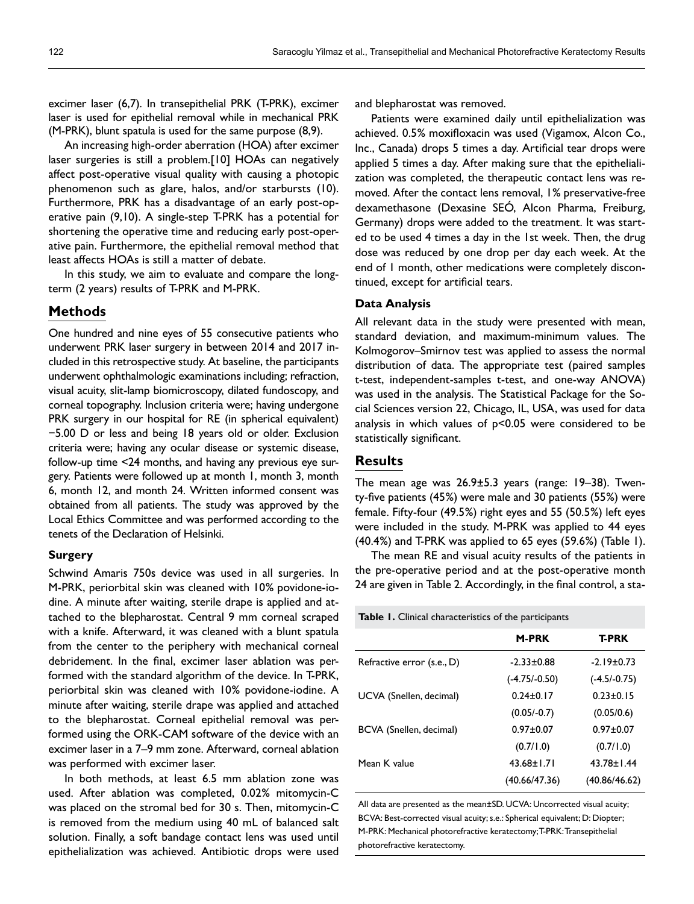excimer laser (6,7). In transepithelial PRK (T-PRK), excimer laser is used for epithelial removal while in mechanical PRK (M-PRK), blunt spatula is used for the same purpose (8,9).

An increasing high-order aberration (HOA) after excimer laser surgeries is still a problem.[10] HOAs can negatively affect post-operative visual quality with causing a photopic phenomenon such as glare, halos, and/or starbursts (10). Furthermore, PRK has a disadvantage of an early post-operative pain (9,10). A single-step T-PRK has a potential for shortening the operative time and reducing early post-operative pain. Furthermore, the epithelial removal method that least affects HOAs is still a matter of debate.

In this study, we aim to evaluate and compare the long-term (2 years) results of T-PRK and M-PRK.

## Methods

One hundred and nine eyes of 55 consecutive patients who underwent PRK laser surgery in between 2014 and 2017 included in this retrospective study. At baseline, the participants underwent ophthalmologic examinations including; refraction, visual acuity, slit-lamp biomicroscopy, dilated fundoscopy, and corneal topography. Inclusion criteria were; having undergone PRK surgery in our hospital for RE (in spherical equivalent) −5.00 D or less and being 18 years old or older. Exclusion criteria were; having any ocular disease or systemic disease, follow-up time <24 months, and having any previous eye surgery. Patients were followed up at month 1, month 3, month 6, month 12, and month 24. Written informed consent was obtained from all patients. The study was approved by the Local Ethics Committee and was performed according to the tenets of the Declaration of Helsinki.

### Surgery

Schwind Amaris 750s device was used in all surgeries. In M-PRK, periorbital skin was cleaned with 10% povidone-iodine. A minute after waiting, sterile drape is applied and attached to the blepharostat. Central 9 mm corneal scraped with a knife. Afterward, it was cleaned with a blunt spatula from the center to the periphery with mechanical corneal debridement. In the final, excimer laser ablation was performed with the standard algorithm of the device. In T-PRK, periorbital skin was cleaned with 10% povidone-iodine. A minute after waiting, sterile drape was applied and attached to the blepharostat. Corneal epithelial removal was performed using the ORK-CAM software of the device with an excimer laser in a 7–9 mm zone. Afterward, corneal ablation was performed with excimer laser.

In both methods, at least 6.5 mm ablation zone was used. After ablation was completed, 0.02% mitomycin-C was placed on the stromal bed for 30 s. Then, mitomycin-C is removed from the medium using 40 mL of balanced salt solution. Finally, a soft bandage contact lens was used until epithelialization was achieved. Antibiotic drops were used and blepharostat was removed.

Patients were examined daily until epithelialization was achieved. 0.5% moxifloxacin was used (Vigamox, Alcon Co., Inc., Canada) drops 5 times a day. Artificial tear drops were applied 5 times a day. After making sure that the epithelialization was completed, the therapeutic contact lens was removed. After the contact lens removal, 1% preservative-free dexamethasone (Dexasine SEÓ, Alcon Pharma, Freiburg, Germany) drops were added to the treatment. It was started to be used 4 times a day in the 1st week. Then, the drug dose was reduced by one drop per day each week. At the end of 1 month, other medications were completely discontinued, except for artificial tears.

### Data Analysis

All relevant data in the study were presented with mean, standard deviation, and maximum-minimum values. The Kolmogorov–Smirnov test was applied to assess the normal distribution of data. The appropriate test (paired samples t-test, independent-samples t-test, and one-way ANOVA) was used in the analysis. The Statistical Package for the Social Sciences version 22, Chicago, IL, USA, was used for data analysis in which values of $p<0.05$ were considered to be statistically significant.

## Results

The mean age was 26.9±5.3 years (range: 19–38). Twenty-five patients (45%) were male and 30 patients (55%) were female. Fifty-four (49.5%) right eyes and 55 (50.5%) left eyes were included in the study. M-PRK was applied to 44 eyes (40.4%) and T-PRK was applied to 65 eyes (59.6%) (Table 1).

The mean RE and visual acuity results of the patients in the pre-operative period and at the post-operative month 24 are given in Table 2. Accordingly, in the final control, a sta-

**Table 1.** Clinical characteristics of the participants

| | M-PRK | T-PRK |
|---|---|---|
| Refractive error (s.e., D) | -2.33±0.88 | -2.19±0.73 |
| | (-4.75/-0.50) | (-4.5/-0.75) |
| UCVA (Snellen, decimal) | 0.24±0.17 | 0.23±0.15 |
| | (0.05/-0.7) | (0.05/0.6) |
| BCVA (Snellen, decimal) | 0.97±0.07 | 0.97±0.07 |
| | (0.7/1.0) | (0.7/1.0) |
| Mean K value | 43.68±1.71 | 43.78±1.44 |
| | (40.66/47.36) | (40.86/46.62) |

All data are presented as the mean±SD. UCVA: Uncorrected visual acuity; BCVA: Best-corrected visual acuity; s.e.: Spherical equivalent; D: Diopter; M-PRK: Mechanical photorefractive keratectomy; T-PRK: Transepithelial photorefractive keratectomy.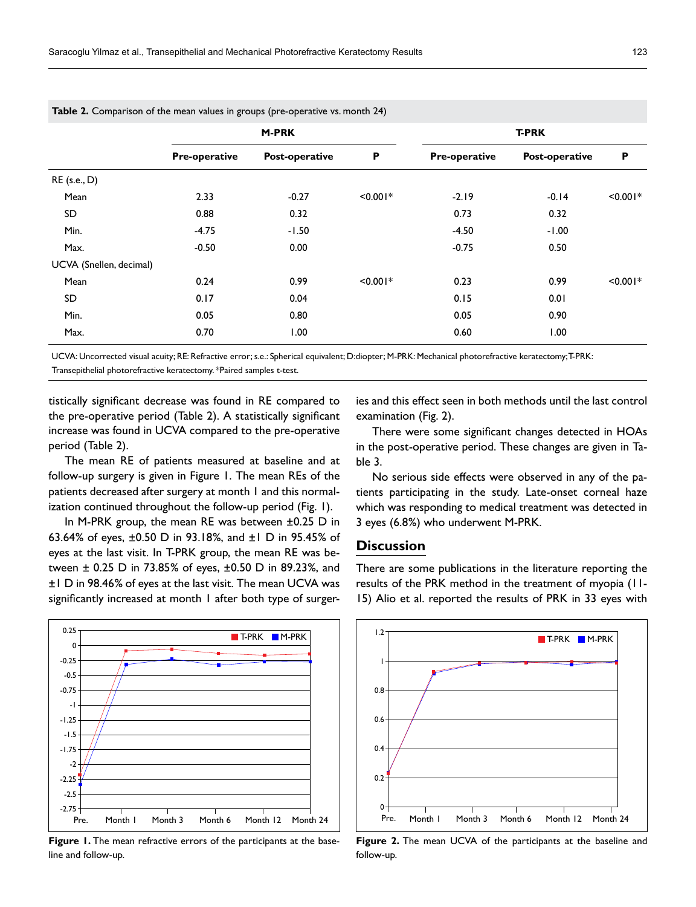**Table 2.** Comparison of the mean values in groups (pre-operative vs. month 24)

| | M-PRK | | | T-PRK | | |
|---|---|---|---|---|---|---|
| | Pre-operative | Post-operative | P | Pre-operative | Post-operative | P |
| RE (s.e., D) | | | | | | |
| Mean | 2.33 | -0.27 | <0.001* | -2.19 | -0.14 | <0.001* |
| SD | 0.88 | 0.32 | | 0.73 | 0.32 | |
| Min. | -4.75 | -1.50 | | -4.50 | -1.00 | |
| Max. | -0.50 | 0.00 | | -0.75 | 0.50 | |
| UCVA (Snellen, decimal) | | | | | | |
| Mean | 0.24 | 0.99 | <0.001* | 0.23 | 0.99 | <0.001* |
| SD | 0.17 | 0.04 | | 0.15 | 0.01 | |
| Min. | 0.05 | 0.80 | | 0.05 | 0.90 | |
| Max. | 0.70 | 1.00 | | 0.60 | 1.00 | |

UCVA: Uncorrected visual acuity; RE: Refractive error; s.e.: Spherical equivalent; D:diopter; M-PRK: Mechanical photorefractive keratectomy; T-PRK: Transepithelial photorefractive keratectomy. *Paired samples t-test.

tistically significant decrease was found in RE compared to the pre-operative period (Table 2). A statistically significant increase was found in UCVA compared to the pre-operative period (Table 2).

The mean RE of patients measured at baseline and at follow-up surgery is given in Figure 1. The mean REs of the patients decreased after surgery at month 1 and this normalization continued throughout the follow-up period (Fig. 1).

In M-PRK group, the mean RE was between ±0.25 D in 63.64% of eyes, ±0.50 D in 93.18%, and ±1 D in 95.45% of eyes at the last visit. In T-PRK group, the mean RE was between ± 0.25 D in 73.85% of eyes, ±0.50 D in 89.23%, and ±1 D in 98.46% of eyes at the last visit. The mean UCVA was significantly increased at month 1 after both type of surgeries and this effect seen in both methods until the last control examination (Fig. 2).

There were some significant changes detected in HOAs in the post-operative period. These changes are given in Table 3.

No serious side effects were observed in any of the patients participating in the study. Late-onset corneal haze which was responding to medical treatment was detected in 3 eyes (6.8%) who underwent M-PRK.

## Discussion

There are some publications in the literature reporting the results of the PRK method in the treatment of myopia (11-15) Alio et al. reported the results of PRK in 33 eyes with

**Figure 1.** The mean refractive errors of the participants at the baseline and follow-up.

**Figure 2.** The mean UCVA of the participants at the baseline and follow-up.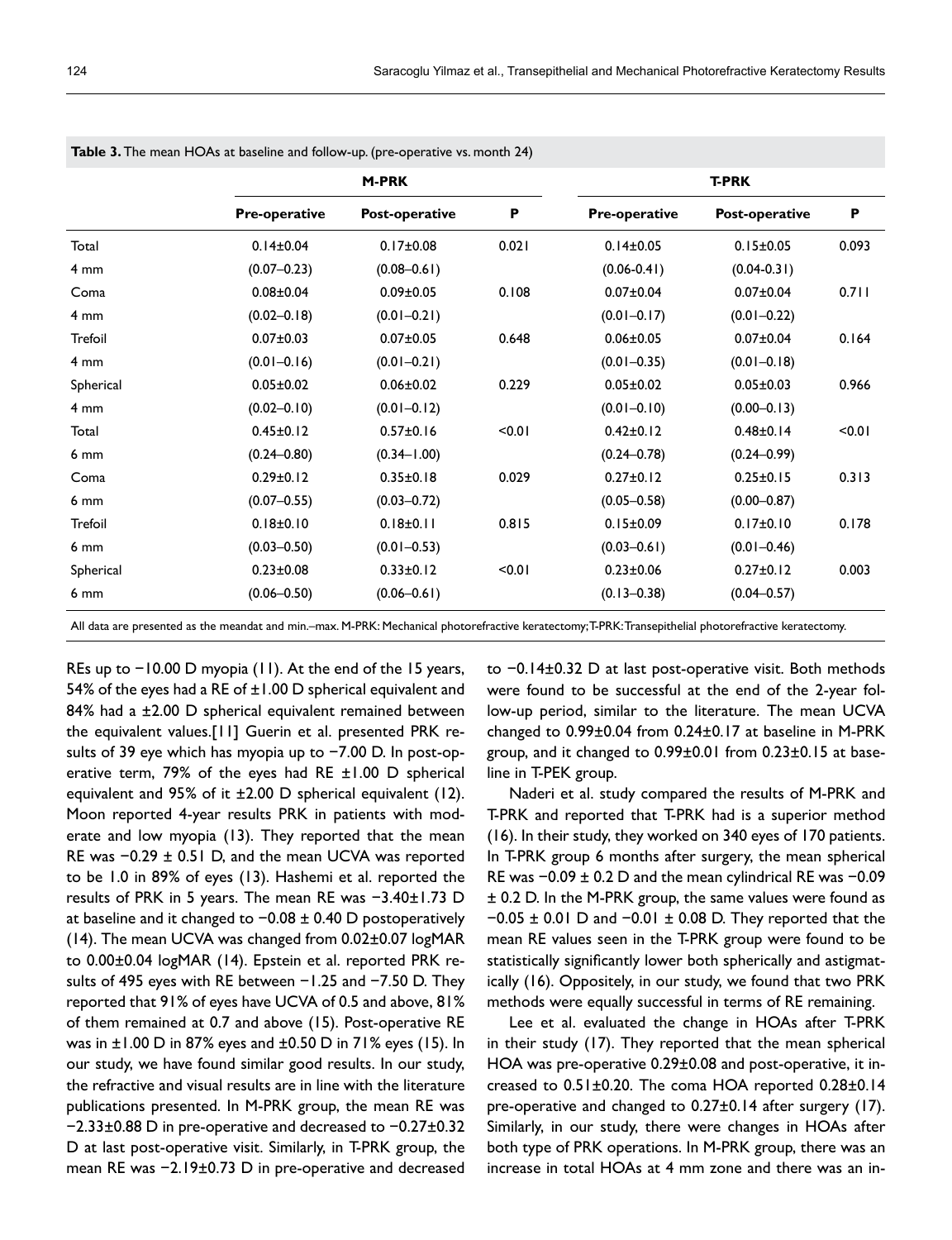**Table 3.** The mean HOAs at baseline and follow-up. (pre-operative vs. month 24)

| | M-PRK | | | T-PRK | | |
|---|---|---|---|---|---|---|
| | **Pre-operative** | **Post-operative** | **P** | **Pre-operative** | **Post-operative** | **P** |
| Total | 0.14±0.04 | 0.17±0.08 | 0.021 | 0.14±0.05 | 0.15±0.05 | 0.093 |
| 4 mm | (0.07–0.23) | (0.08–0.61) | | (0.06-0.41) | (0.04-0.31) | |
| Coma | 0.08±0.04 | 0.09±0.05 | 0.108 | 0.07±0.04 | 0.07±0.04 | 0.711 |
| 4 mm | (0.02–0.18) | (0.01–0.21) | | (0.01–0.17) | (0.01–0.22) | |
| Trefoil | 0.07±0.03 | 0.07±0.05 | 0.648 | 0.06±0.05 | 0.07±0.04 | 0.164 |
| 4 mm | (0.01–0.16) | (0.01–0.21) | | (0.01–0.35) | (0.01–0.18) | |
| Spherical | 0.05±0.02 | 0.06±0.02 | 0.229 | 0.05±0.02 | 0.05±0.03 | 0.966 |
| 4 mm | (0.02–0.10) | (0.01–0.12) | | (0.01–0.10) | (0.00–0.13) | |
| Total | 0.45±0.12 | 0.57±0.16 | <0.01 | 0.42±0.12 | 0.48±0.14 | <0.01 |
| 6 mm | (0.24–0.80) | (0.34–1.00) | | (0.24–0.78) | (0.24–0.99) | |
| Coma | 0.29±0.12 | 0.35±0.18 | 0.029 | 0.27±0.12 | 0.25±0.15 | 0.313 |
| 6 mm | (0.07–0.55) | (0.03–0.72) | | (0.05–0.58) | (0.00–0.87) | |
| Trefoil | 0.18±0.10 | 0.18±0.11 | 0.815 | 0.15±0.09 | 0.17±0.10 | 0.178 |
| 6 mm | (0.03–0.50) | (0.01–0.53) | | (0.03–0.61) | (0.01–0.46) | |
| Spherical | 0.23±0.08 | 0.33±0.12 | <0.01 | 0.23±0.06 | 0.27±0.12 | 0.003 |
| 6 mm | (0.06–0.50) | (0.06–0.61) | | (0.13–0.38) | (0.04–0.57) | |

All data are presented as the meandat and min.–max. M-PRK: Mechanical photorefractive keratectomy; T-PRK: Transepithelial photorefractive keratectomy.

REs up to −10.00 D myopia (11). At the end of the 15 years, 54% of the eyes had a RE of ±1.00 D spherical equivalent and 84% had a ±2.00 D spherical equivalent remained between the equivalent values.[11] Guerin et al. presented PRK results of 39 eye which has myopia up to −7.00 D. In post-operative term, 79% of the eyes had RE ±1.00 D spherical equivalent and 95% of it ±2.00 D spherical equivalent (12). Moon reported 4-year results PRK in patients with moderate and low myopia (13). They reported that the mean RE was −0.29 ± 0.51 D, and the mean UCVA was reported to be 1.0 in 89% of eyes (13). Hashemi et al. reported the results of PRK in 5 years. The mean RE was −3.40±1.73 D at baseline and it changed to −0.08 ± 0.40 D postoperatively (14). The mean UCVA was changed from 0.02±0.07 logMAR to 0.00±0.04 logMAR (14). Epstein et al. reported PRK results of 495 eyes with RE between −1.25 and −7.50 D. They reported that 91% of eyes have UCVA of 0.5 and above, 81% of them remained at 0.7 and above (15). Post-operative RE was in ±1.00 D in 87% eyes and ±0.50 D in 71% eyes (15). In our study, we have found similar good results. In our study, the refractive and visual results are in line with the literature publications presented. In M-PRK group, the mean RE was −2.33±0.88 D in pre-operative and decreased to −0.27±0.32 D at last post-operative visit. Similarly, in T-PRK group, the mean RE was −2.19±0.73 D in pre-operative and decreased to −0.14±0.32 D at last post-operative visit. Both methods were found to be successful at the end of the 2-year follow-up period, similar to the literature. The mean UCVA changed to 0.99±0.04 from 0.24±0.17 at baseline in M-PRK group, and it changed to 0.99±0.01 from 0.23±0.15 at baseline in T-PEK group.

Naderi et al. study compared the results of M-PRK and T-PRK and reported that T-PRK had is a superior method (16). In their study, they worked on 340 eyes of 170 patients. In T-PRK group 6 months after surgery, the mean spherical RE was −0.09 ± 0.2 D and the mean cylindrical RE was −0.09 ± 0.2 D. In the M-PRK group, the same values were found as −0.05 ± 0.01 D and −0.01 ± 0.08 D. They reported that the mean RE values seen in the T-PRK group were found to be statistically significantly lower both spherically and astigmatically (16). Oppositely, in our study, we found that two PRK methods were equally successful in terms of RE remaining.

Lee et al. evaluated the change in HOAs after T-PRK in their study (17). They reported that the mean spherical HOA was pre-operative 0.29±0.08 and post-operative, it increased to 0.51±0.20. The coma HOA reported 0.28±0.14 pre-operative and changed to 0.27±0.14 after surgery (17). Similarly, in our study, there were changes in HOAs after both type of PRK operations. In M-PRK group, there was an increase in total HOAs at 4 mm zone and there was an in-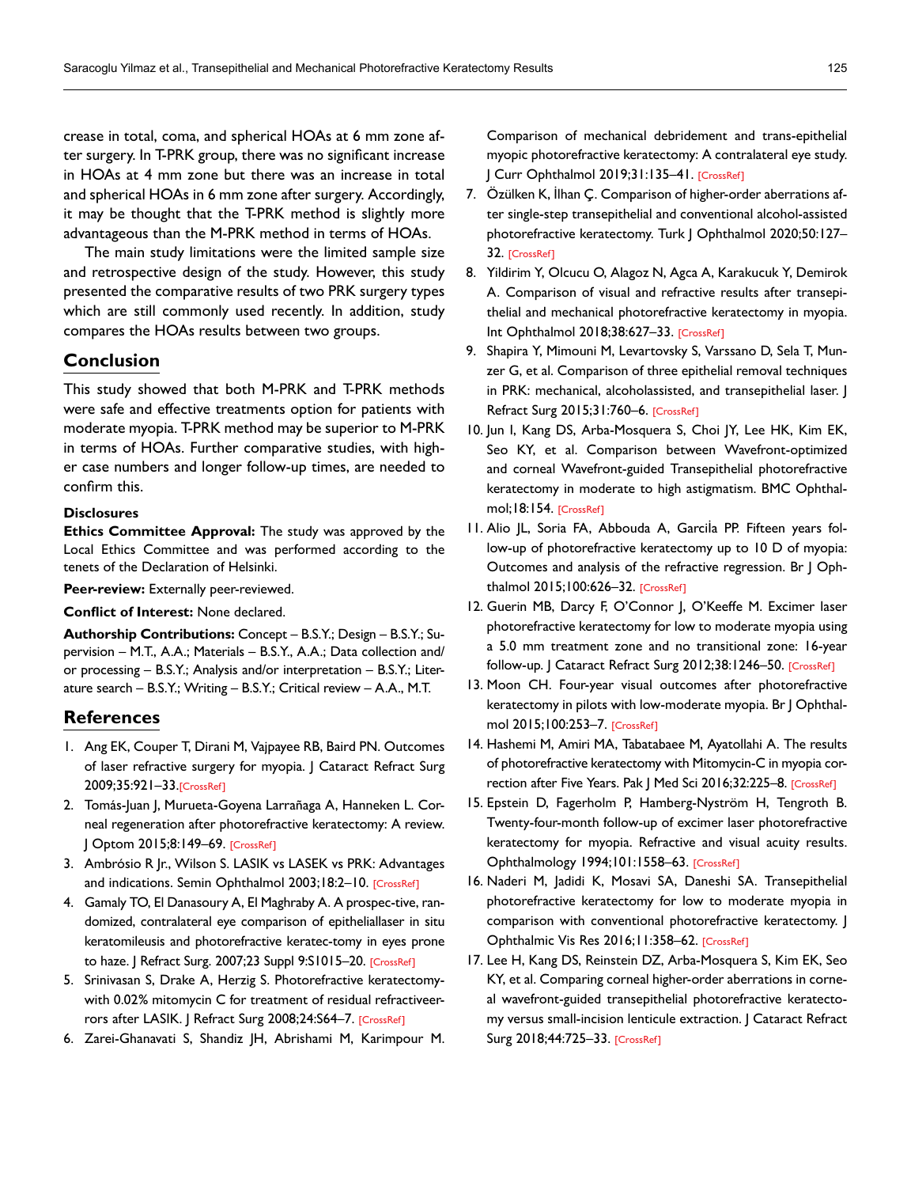crease in total, coma, and spherical HOAs at 6 mm zone after surgery. In T-PRK group, there was no significant increase in HOAs at 4 mm zone but there was an increase in total and spherical HOAs in 6 mm zone after surgery. Accordingly, it may be thought that the T-PRK method is slightly more advantageous than the M-PRK method in terms of HOAs.

The main study limitations were the limited sample size and retrospective design of the study. However, this study presented the comparative results of two PRK surgery types which are still commonly used recently. In addition, study compares the HOAs results between two groups.

## Conclusion

This study showed that both M-PRK and T-PRK methods were safe and effective treatments option for patients with moderate myopia. T-PRK method may be superior to M-PRK in terms of HOAs. Further comparative studies, with higher case numbers and longer follow-up times, are needed to confirm this.

### Disclosures

**Ethics Committee Approval:** The study was approved by the Local Ethics Committee and was performed according to the tenets of the Declaration of Helsinki.

**Peer-review:** Externally peer-reviewed.

**Conflict of Interest:** None declared.

**Authorship Contributions:** Concept – B.S.Y.; Design – B.S.Y.; Supervision – M.T., A.A.; Materials – B.S.Y., A.A.; Data collection and/or processing – B.S.Y.; Analysis and/or interpretation – B.S.Y.; Literature search – B.S.Y.; Writing – B.S.Y.; Critical review – A.A., M.T.

## References

1. Ang EK, Couper T, Dirani M, Vajpayee RB, Baird PN. Outcomes of laser refractive surgery for myopia. J Cataract Refract Surg 2009;35:921–33.[CrossRef]
2. Tomás-Juan J, Murueta-Goyena Larrañaga A, Hanneken L. Corneal regeneration after photorefractive keratectomy: A review. J Optom 2015;8:149–69. [CrossRef]
3. Ambrósio R Jr., Wilson S. LASIK vs LASEK vs PRK: Advantages and indications. Semin Ophthalmol 2003;18:2–10. [CrossRef]
4. Gamaly TO, El Danasoury A, El Maghraby A. A prospec-tive, randomized, contralateral eye comparison of epitheliallaser in situ keratomileusis and photorefractive keratec-tomy in eyes prone to haze. J Refract Surg. 2007;23 Suppl 9:S1015–20. [CrossRef]
5. Srinivasan S, Drake A, Herzig S. Photorefractive keratectomywith 0.02% mitomycin C for treatment of residual refractiveerrors after LASIK. J Refract Surg 2008;24:S64–7. [CrossRef]
6. Zarei-Ghanavati S, Shandiz JH, Abrishami M, Karimpour M. Comparison of mechanical debridement and trans-epithelial myopic photorefractive keratectomy: A contralateral eye study. J Curr Ophthalmol 2019;31:135–41. [CrossRef]
7. Özülken K, İlhan Ç. Comparison of higher-order aberrations after single-step transepithelial and conventional alcohol-assisted photorefractive keratectomy. Turk J Ophthalmol 2020;50:127–32. [CrossRef]
8. Yildirim Y, Olcucu O, Alagoz N, Agca A, Karakucuk Y, Demirok A. Comparison of visual and refractive results after transepithelial and mechanical photorefractive keratectomy in myopia. Int Ophthalmol 2018;38:627–33. [CrossRef]
9. Shapira Y, Mimouni M, Levartovsky S, Varssano D, Sela T, Munzer G, et al. Comparison of three epithelial removal techniques in PRK: mechanical, alcoholassisted, and transepithelial laser. J Refract Surg 2015;31:760–6. [CrossRef]
10. Jun I, Kang DS, Arba-Mosquera S, Choi JY, Lee HK, Kim EK, Seo KY, et al. Comparison between Wavefront-optimized and corneal Wavefront-guided Transepithelial photorefractive keratectomy in moderate to high astigmatism. BMC Ophthalmol;18:154. [CrossRef]
11. Alio JL, Soria FA, Abbouda A, Garcila PP. Fifteen years follow-up of photorefractive keratectomy up to 10 D of myopia: Outcomes and analysis of the refractive regression. Br J Ophthalmol 2015;100:626–32. [CrossRef]
12. Guerin MB, Darcy F, O'Connor J, O'Keeffe M. Excimer laser photorefractive keratectomy for low to moderate myopia using a 5.0 mm treatment zone and no transitional zone: 16-year follow-up. J Cataract Refract Surg 2012;38:1246–50. [CrossRef]
13. Moon CH. Four-year visual outcomes after photorefractive keratectomy in pilots with low-moderate myopia. Br J Ophthalmol 2015;100:253–7. [CrossRef]
14. Hashemi M, Amiri MA, Tabatabaee M, Ayatollahi A. The results of photorefractive keratectomy with Mitomycin-C in myopia correction after Five Years. Pak J Med Sci 2016;32:225–8. [CrossRef]
15. Epstein D, Fagerholm P, Hamberg-Nyström H, Tengroth B. Twenty-four-month follow-up of excimer laser photorefractive keratectomy for myopia. Refractive and visual acuity results. Ophthalmology 1994;101:1558–63. [CrossRef]
16. Naderi M, Jadidi K, Mosavi SA, Daneshi SA. Transepithelial photorefractive keratectomy for low to moderate myopia in comparison with conventional photorefractive keratectomy. J Ophthalmic Vis Res 2016;11:358–62. [CrossRef]
17. Lee H, Kang DS, Reinstein DZ, Arba-Mosquera S, Kim EK, Seo KY, et al. Comparing corneal higher-order aberrations in corneal wavefront-guided transepithelial photorefractive keratectomy versus small-incision lenticule extraction. J Cataract Refract Surg 2018;44:725–33. [CrossRef]